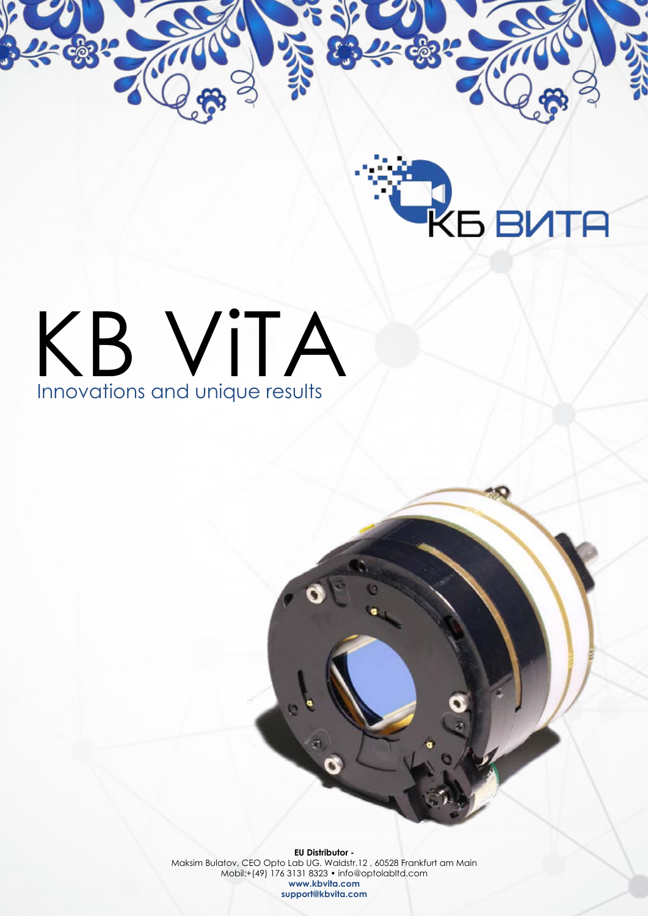КБ ВИТА

# KB ViTA

Innovations and unique results

**EU Distributor -**
Maksim Bulatov, CEO Opto Lab UG. Waldstr.12 , 60528 Frankfurt am Main
Mobil:+(49) 176 3131 8323 • info@optolabltd.com
**www.kbvita.com**
**support@kbvita.com**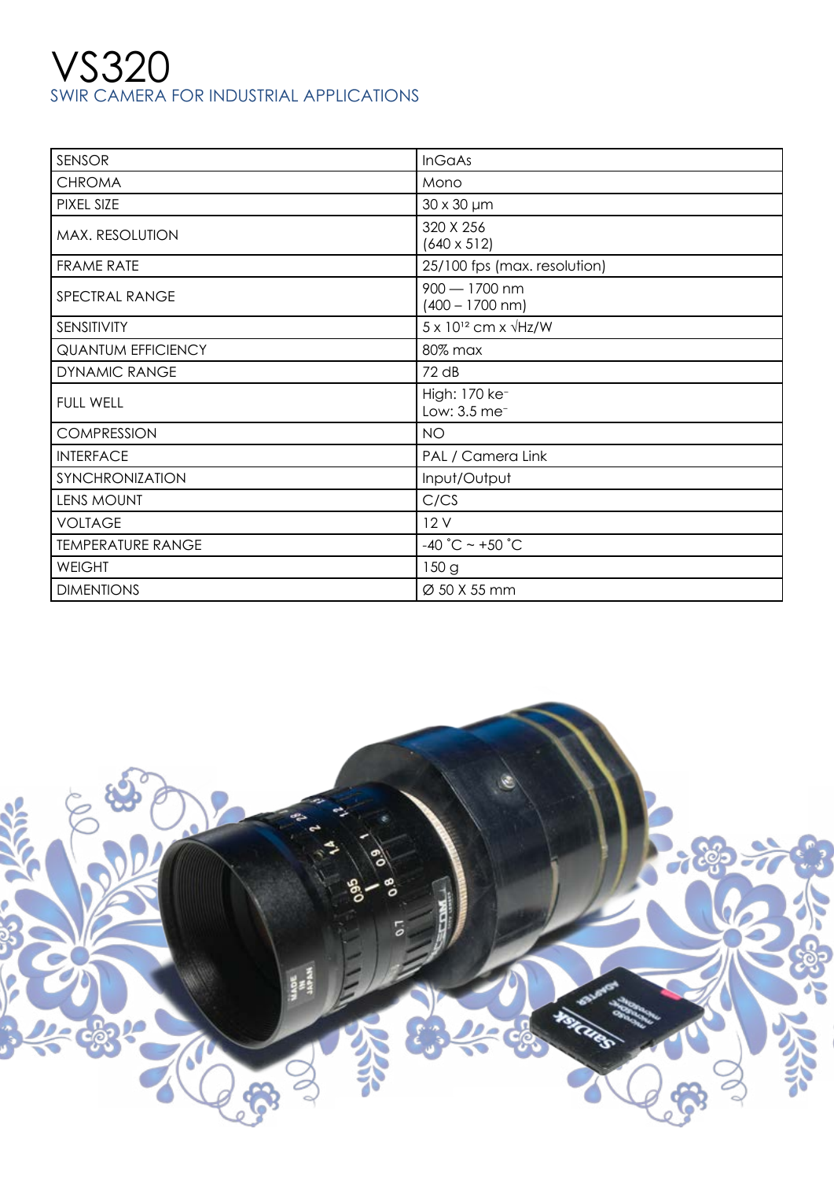# VS320

## SWIR CAMERA FOR INDUSTRIAL APPLICATIONS

| | |
|---|---|
| SENSOR | InGaAs |
| CHROMA | Mono |
| PIXEL SIZE | 30 x 30 µm |
| MAX. RESOLUTION | 320 X 256<br>(640 x 512) |
| FRAME RATE | 25/100 fps (max. resolution) |
| SPECTRAL RANGE | 900 — 1700 nm<br>(400 – 1700 nm) |
| SENSITIVITY | 5 x $10^{12}$ cm x √Hz/W |
| QUANTUM EFFICIENCY | 80% max |
| DYNAMIC RANGE | 72 dB |
| FULL WELL | High: 170 $ke^-$<br>Low: 3.5 $me^-$ |
| COMPRESSION | NO |
| INTERFACE | PAL / Camera Link |
| SYNCHRONIZATION | Input/Output |
| LENS MOUNT | C/CS |
| VOLTAGE | 12 V |
| TEMPERATURE RANGE | -40 ˚C ~ +50 ˚C |
| WEIGHT | 150 g |
| DIMENTIONS | Ø 50 X 55 mm |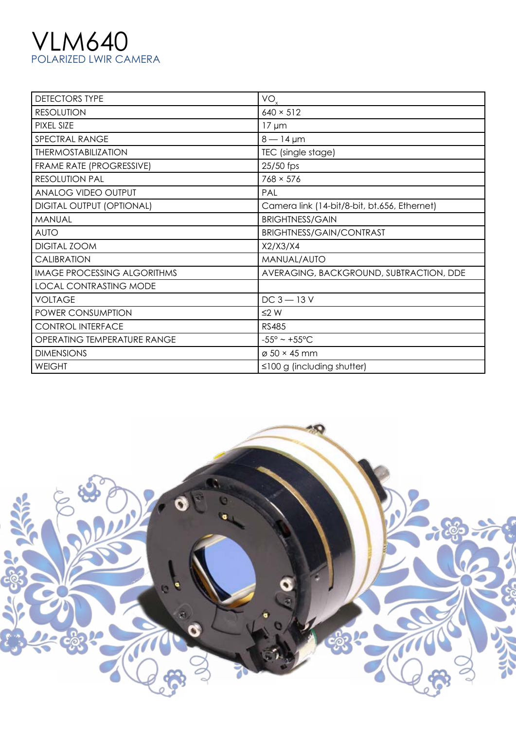# VLM640

## POLARIZED LWIR CAMERA

| DETECTORS TYPE | $VO_x$ |
|---|---|
| RESOLUTION | 640 × 512 |
| PIXEL SIZE | 17 µm |
| SPECTRAL RANGE | 8 — 14 µm |
| THERMOSTABILIZATION | TEC (single stage) |
| FRAME RATE (PROGRESSIVE) | 25/50 fps |
| RESOLUTION PAL | 768 × 576 |
| ANALOG VIDEO OUTPUT | PAL |
| DIGITAL OUTPUT (OPTIONAL) | Camera link (14-bit/8-bit, bt.656, Ethernet) |
| MANUAL | BRIGHTNESS/GAIN |
| AUTO | BRIGHTNESS/GAIN/CONTRAST |
| DIGITAL ZOOM | X2/X3/X4 |
| CALIBRATION | MANUAL/AUTO |
| IMAGE PROCESSING ALGORITHMS | AVERAGING, BACKGROUND, SUBTRACTION, DDE |
| LOCAL CONTRASTING MODE | |
| VOLTAGE | DC 3 — 13 V |
| POWER CONSUMPTION | ≤2 W |
| CONTROL INTERFACE | RS485 |
| OPERATING TEMPERATURE RANGE | -55° ~ +55°C |
| DIMENSIONS | ⌀ 50 × 45 mm |
| WEIGHT | ≤100 g (including shutter) |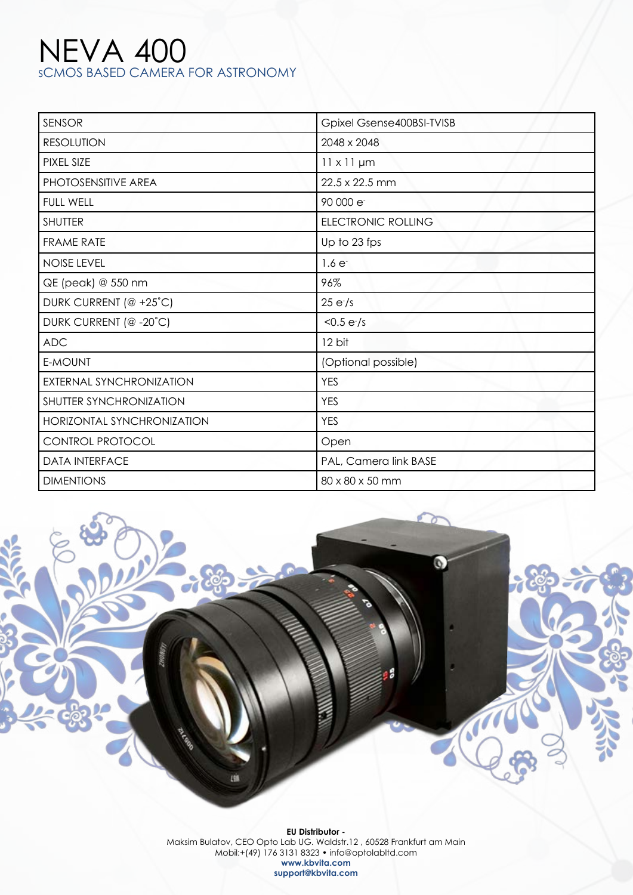# NEVA 400

sCMOS BASED CAMERA FOR ASTRONOMY

| | |
|---|---|
| SENSOR | Gpixel Gsense400BSI-TVISB |
| RESOLUTION | 2048 x 2048 |
| PIXEL SIZE | 11 x 11 μm |
| PHOTOSENSITIVE AREA | 22.5 x 22.5 mm |
| FULL WELL | 90 000 $e^-$ |
| SHUTTER | ELECTRONIC ROLLING |
| FRAME RATE | Up to 23 fps |
| NOISE LEVEL | 1.6 $e^-$ |
| QE (peak) @ 550 nm | 96% |
| DURK CURRENT (@ +25˚C) | 25 $e^-$/s |
| DURK CURRENT (@ -20˚C) | <0.5 $e^-$/s |
| ADC | 12 bit |
| E-MOUNT | (Optional possible) |
| EXTERNAL SYNCHRONIZATION | YES |
| SHUTTER SYNCHRONIZATION | YES |
| HORIZONTAL SYNCHRONIZATION | YES |
| CONTROL PROTOCOL | Open |
| DATA INTERFACE | PAL, Camera link BASE |
| DIMENTIONS | 80 x 80 x 50 mm |

**EU Distributor -**
Maksim Bulatov, CEO Opto Lab UG. Waldstr.12 , 60528 Frankfurt am Main
Mobil:+(49) 176 3131 8323 • info@optolabltd.com
**www.kbvita.com**
**support@kbvita.com**